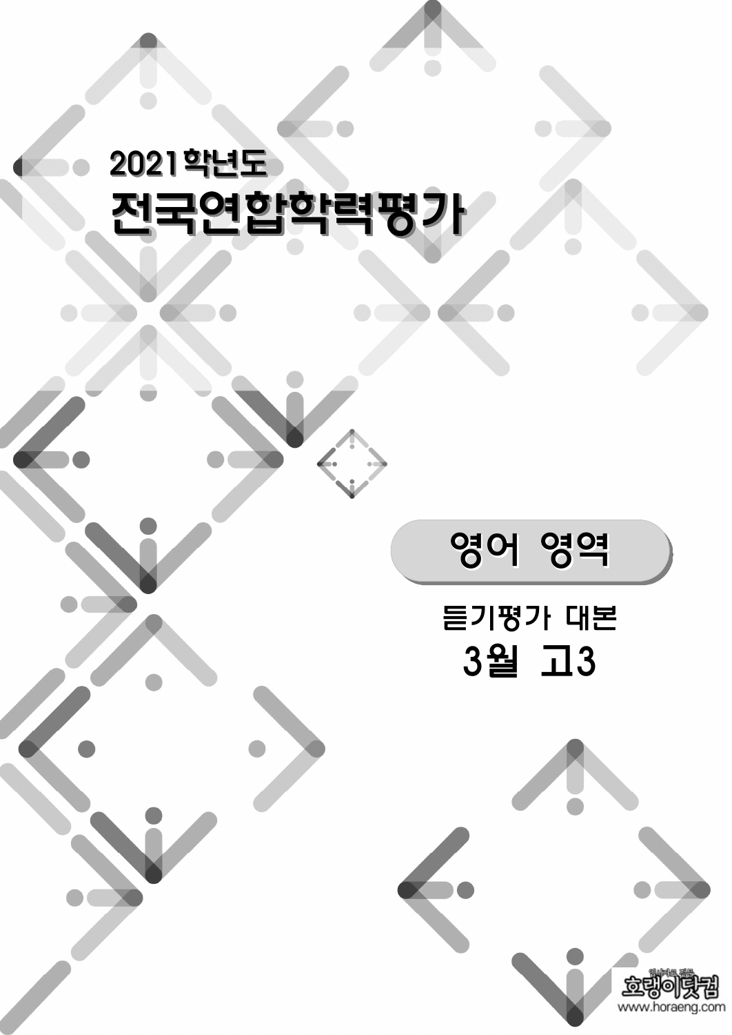2021학년도

# 전국연합학력평가

## 영어 영역

듣기평가 대본

**3월 고3**

영어의 모든 것 호랑이닷컴
www.horaeng.com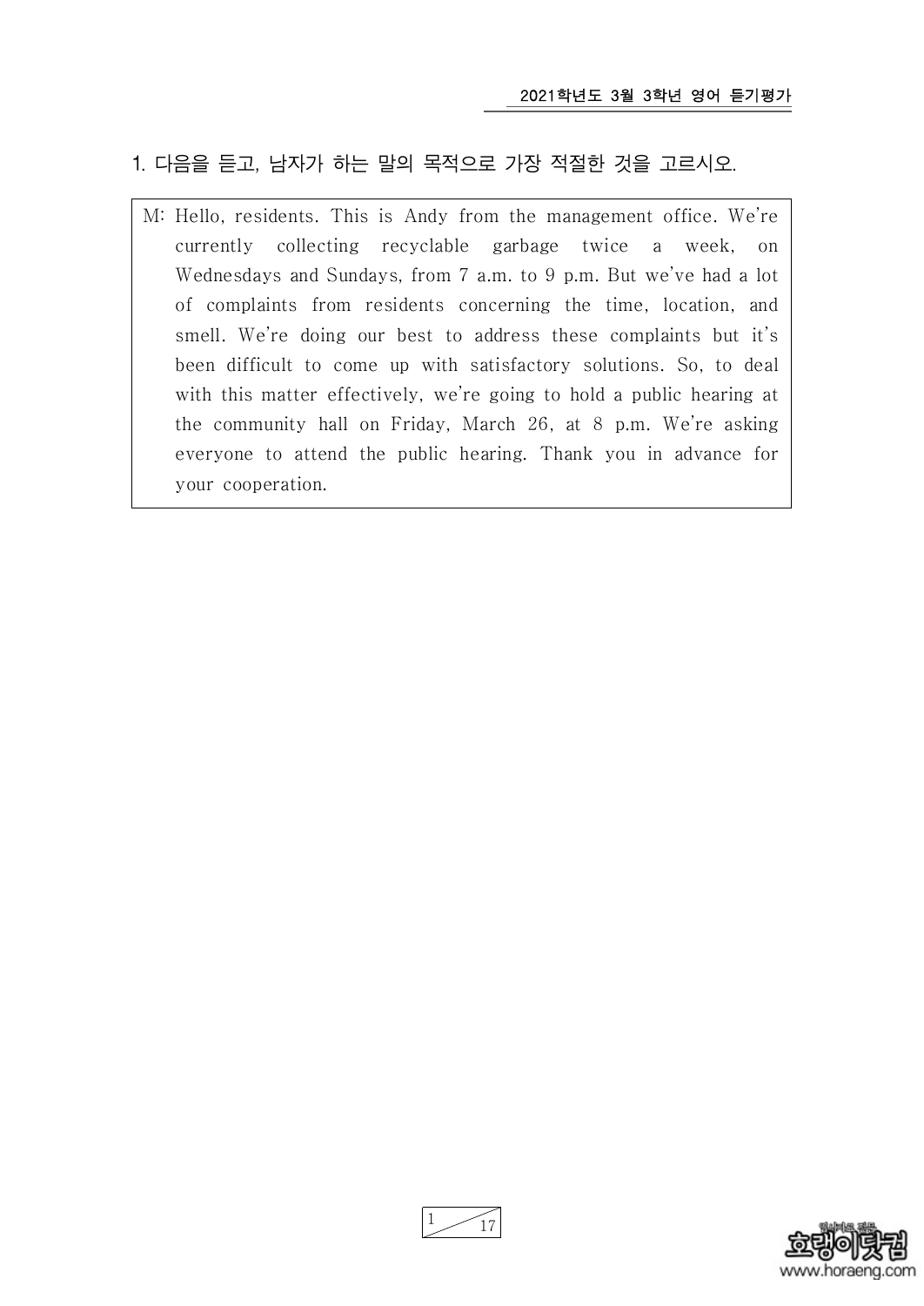1. 다음을 듣고, 남자가 하는 말의 목적으로 가장 적절한 것을 고르시오.

> M: Hello, residents. This is Andy from the management office. We're currently collecting recyclable garbage twice a week, on Wednesdays and Sundays, from 7 a.m. to 9 p.m. But we've had a lot of complaints from residents concerning the time, location, and smell. We're doing our best to address these complaints but it's been difficult to come up with satisfactory solutions. So, to deal with this matter effectively, we're going to hold a public hearing at the community hall on Friday, March 26, at 8 p.m. We're asking everyone to attend the public hearing. Thank you in advance for your cooperation.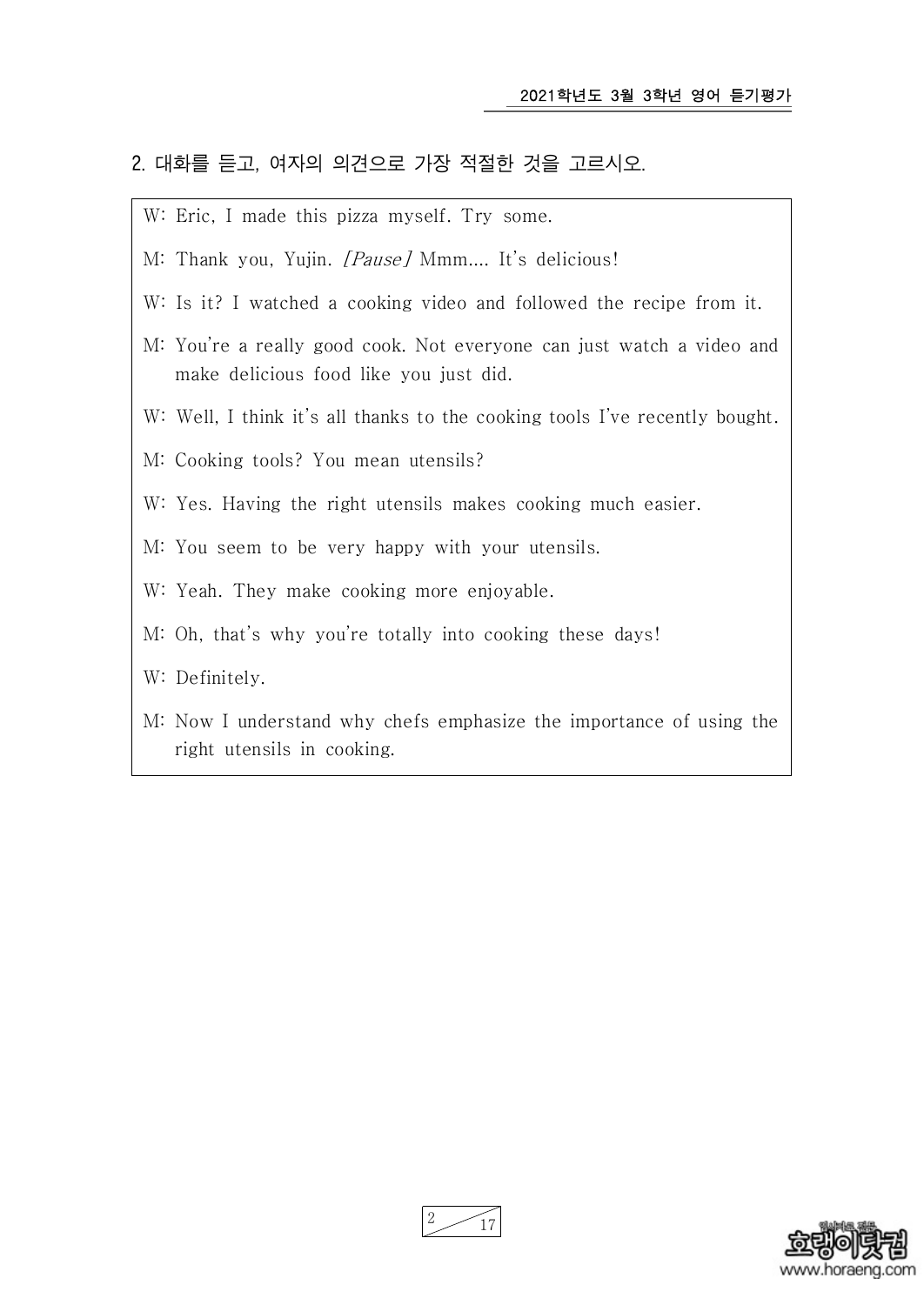2. 대화를 듣고, 여자의 의견으로 가장 적절한 것을 고르시오.

W: Eric, I made this pizza myself. Try some.

M: Thank you, Yujin. *[Pause]* Mmm.... It's delicious!

W: Is it? I watched a cooking video and followed the recipe from it.

M: You're a really good cook. Not everyone can just watch a video and make delicious food like you just did.

W: Well, I think it's all thanks to the cooking tools I've recently bought.

M: Cooking tools? You mean utensils?

W: Yes. Having the right utensils makes cooking much easier.

M: You seem to be very happy with your utensils.

W: Yeah. They make cooking more enjoyable.

M: Oh, that's why you're totally into cooking these days!

W: Definitely.

M: Now I understand why chefs emphasize the importance of using the right utensils in cooking.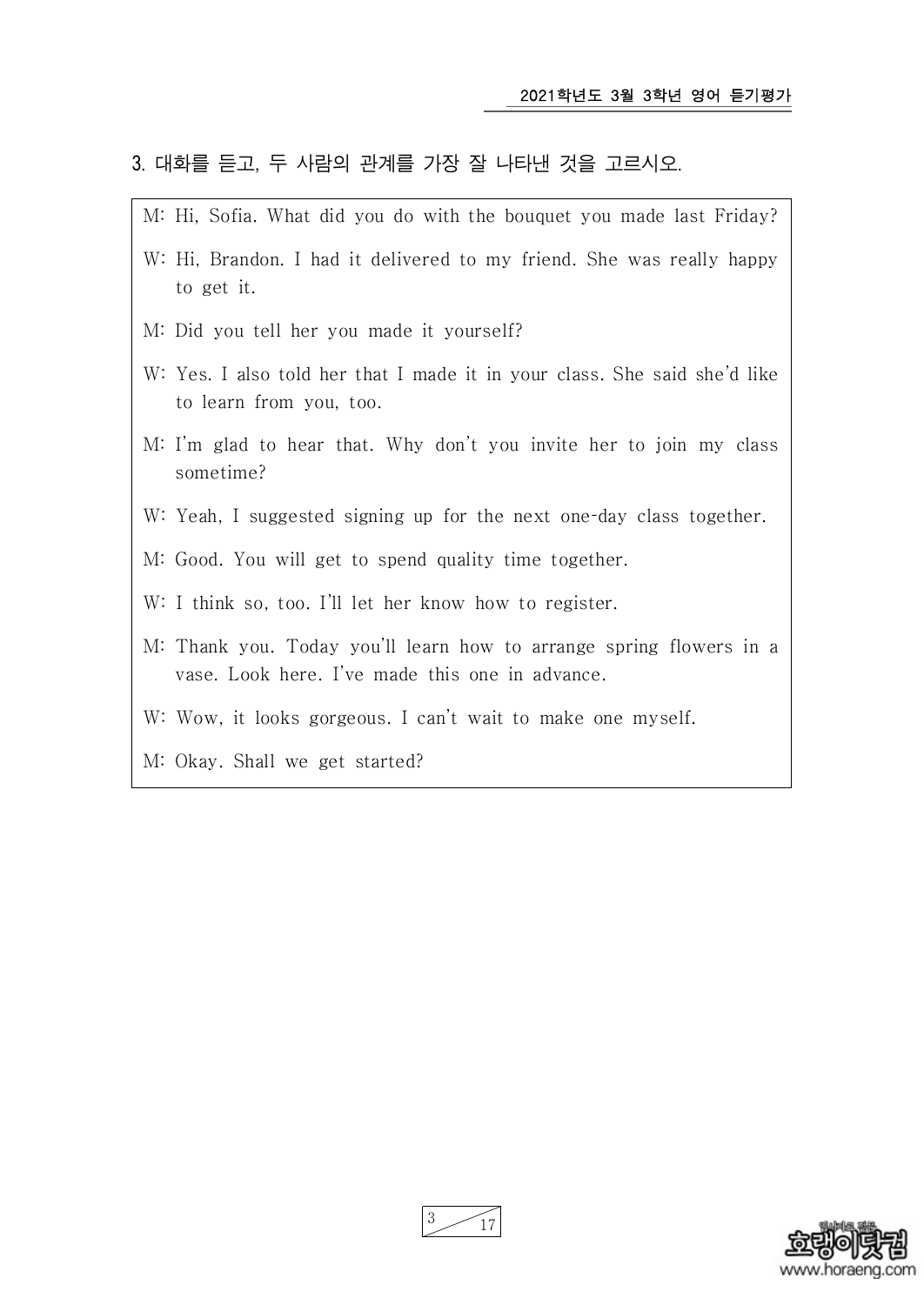3. 대화를 듣고, 두 사람의 관계를 가장 잘 나타낸 것을 고르시오.

M: Hi, Sofia. What did you do with the bouquet you made last Friday?

W: Hi, Brandon. I had it delivered to my friend. She was really happy to get it.

M: Did you tell her you made it yourself?

W: Yes. I also told her that I made it in your class. She said she'd like to learn from you, too.

M: I'm glad to hear that. Why don't you invite her to join my class sometime?

W: Yeah, I suggested signing up for the next one-day class together.

M: Good. You will get to spend quality time together.

W: I think so, too. I'll let her know how to register.

M: Thank you. Today you'll learn how to arrange spring flowers in a vase. Look here. I've made this one in advance.

W: Wow, it looks gorgeous. I can't wait to make one myself.

M: Okay. Shall we get started?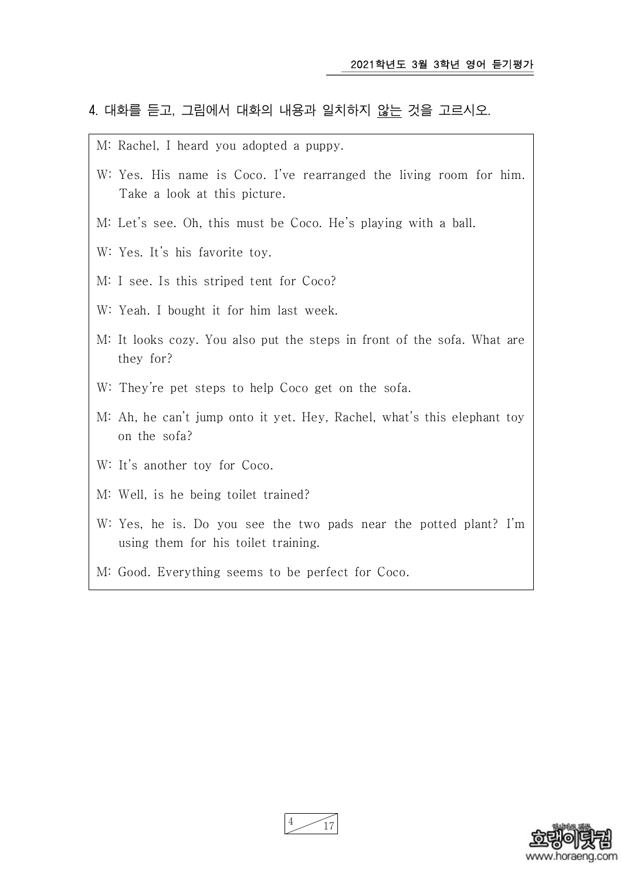4. 대화를 듣고, 그림에서 대화의 내용과 일치하지 않는 것을 고르시오.

M: Rachel, I heard you adopted a puppy.

W: Yes. His name is Coco. I've rearranged the living room for him. Take a look at this picture.

M: Let's see. Oh, this must be Coco. He's playing with a ball.

W: Yes. It's his favorite toy.

M: I see. Is this striped tent for Coco?

W: Yeah. I bought it for him last week.

M: It looks cozy. You also put the steps in front of the sofa. What are they for?

W: They're pet steps to help Coco get on the sofa.

M: Ah, he can't jump onto it yet. Hey, Rachel, what's this elephant toy on the sofa?

W: It's another toy for Coco.

M: Well, is he being toilet trained?

W: Yes, he is. Do you see the two pads near the potted plant? I'm using them for his toilet training.

M: Good. Everything seems to be perfect for Coco.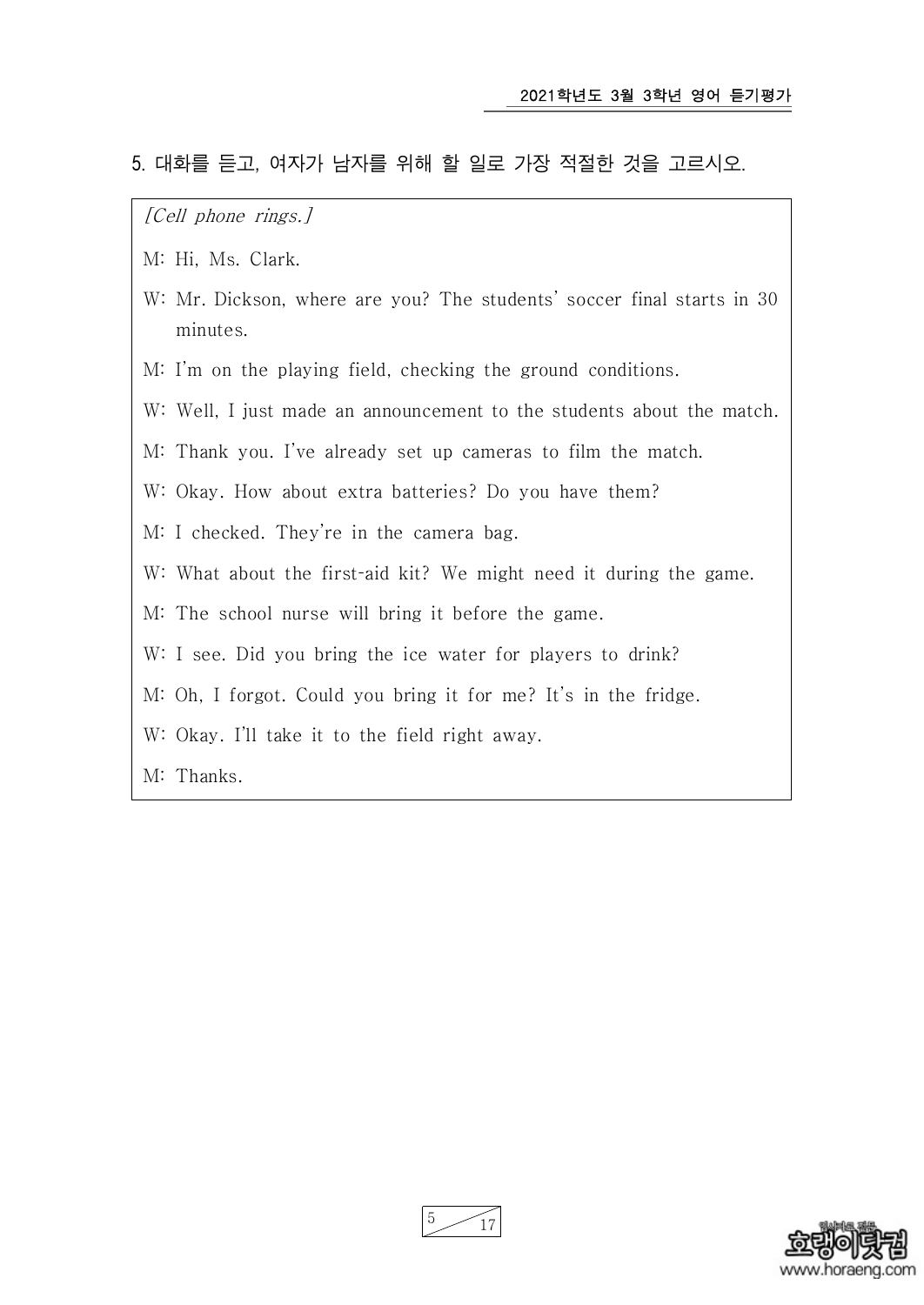5. 대화를 듣고, 여자가 남자를 위해 할 일로 가장 적절한 것을 고르시오.

*[Cell phone rings.]*

M: Hi, Ms. Clark.

W: Mr. Dickson, where are you? The students' soccer final starts in 30 minutes.

M: I'm on the playing field, checking the ground conditions.

W: Well, I just made an announcement to the students about the match.

M: Thank you. I've already set up cameras to film the match.

W: Okay. How about extra batteries? Do you have them?

M: I checked. They're in the camera bag.

W: What about the first-aid kit? We might need it during the game.

M: The school nurse will bring it before the game.

W: I see. Did you bring the ice water for players to drink?

M: Oh, I forgot. Could you bring it for me? It's in the fridge.

W: Okay. I'll take it to the field right away.

M: Thanks.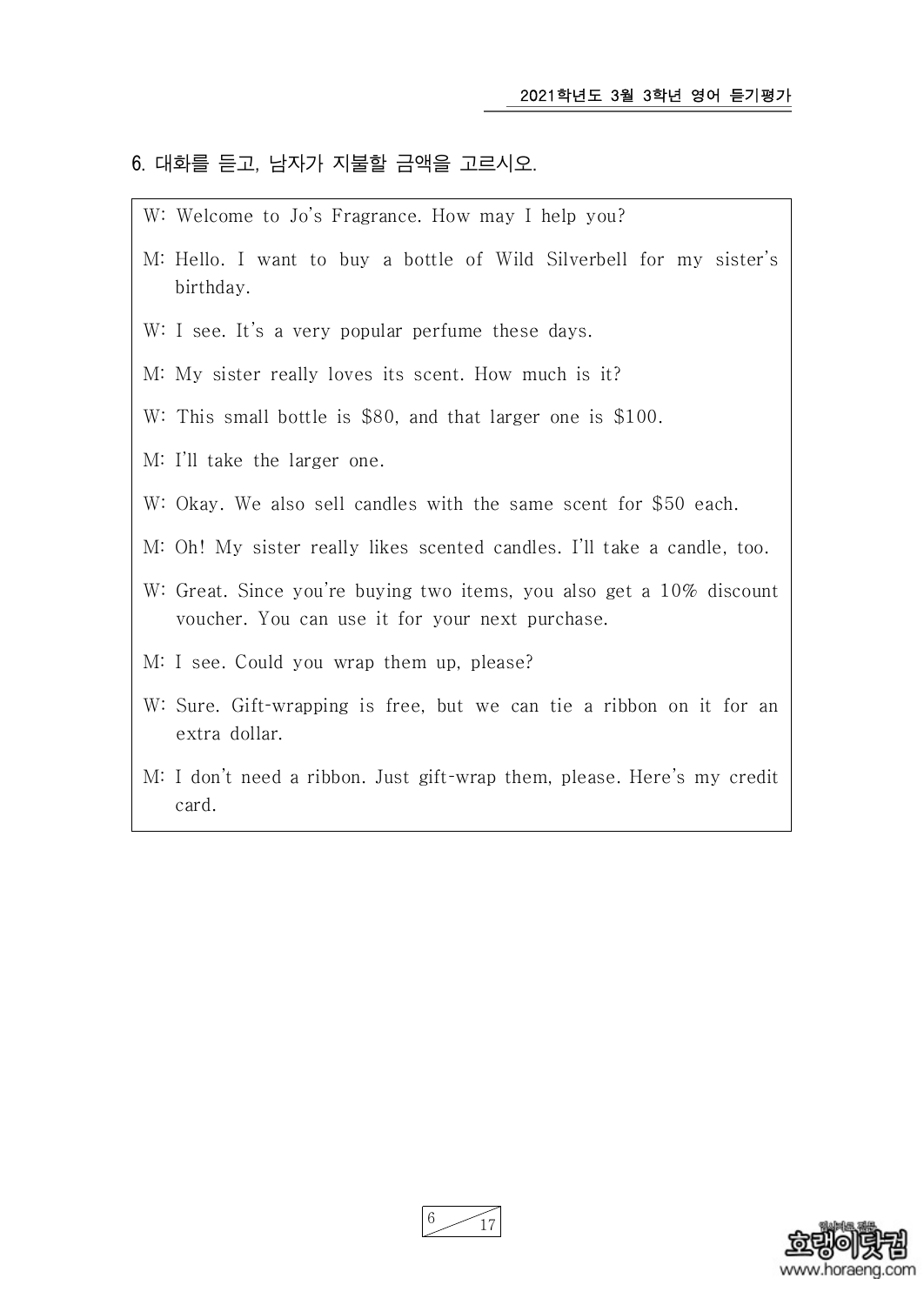6. 대화를 듣고, 남자가 지불할 금액을 고르시오.

W: Welcome to Jo's Fragrance. How may I help you?

M: Hello. I want to buy a bottle of Wild Silverbell for my sister's birthday.

W: I see. It's a very popular perfume these days.

M: My sister really loves its scent. How much is it?

W: This small bottle is $80, and that larger one is $100.

M: I'll take the larger one.

W: Okay. We also sell candles with the same scent for $50 each.

M: Oh! My sister really likes scented candles. I'll take a candle, too.

W: Great. Since you're buying two items, you also get a 10% discount voucher. You can use it for your next purchase.

M: I see. Could you wrap them up, please?

W: Sure. Gift-wrapping is free, but we can tie a ribbon on it for an extra dollar.

M: I don't need a ribbon. Just gift-wrap them, please. Here's my credit card.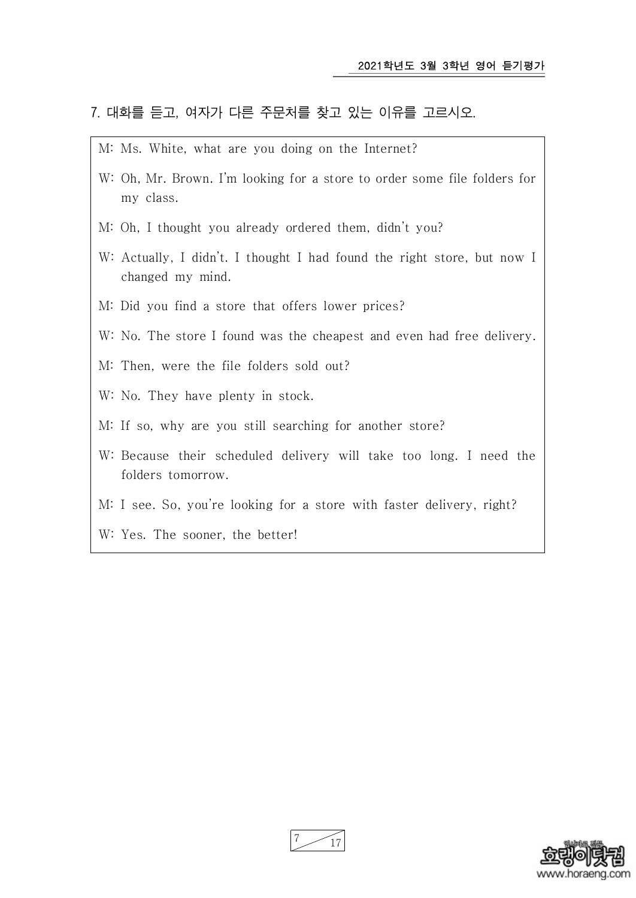7. 대화를 듣고, 여자가 다른 주문처를 찾고 있는 이유를 고르시오.

M: Ms. White, what are you doing on the Internet?

W: Oh, Mr. Brown. I'm looking for a store to order some file folders for my class.

M: Oh, I thought you already ordered them, didn't you?

W: Actually, I didn't. I thought I had found the right store, but now I changed my mind.

M: Did you find a store that offers lower prices?

W: No. The store I found was the cheapest and even had free delivery.

M: Then, were the file folders sold out?

W: No. They have plenty in stock.

M: If so, why are you still searching for another store?

W: Because their scheduled delivery will take too long. I need the folders tomorrow.

M: I see. So, you're looking for a store with faster delivery, right?

W: Yes. The sooner, the better!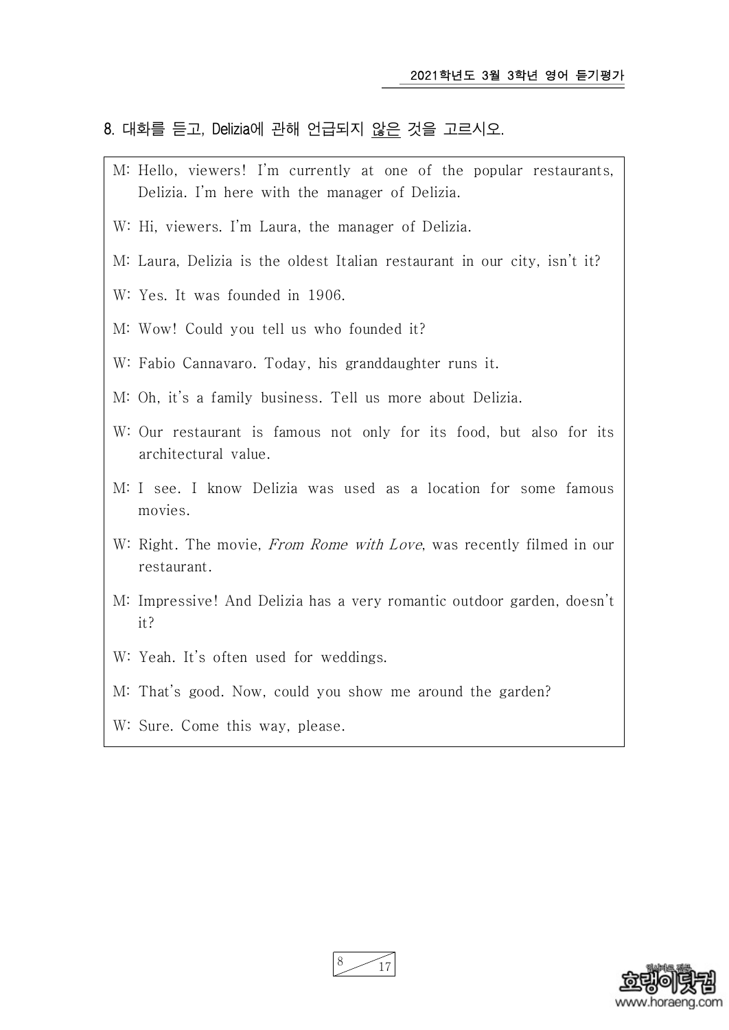8. 대화를 듣고, Delizia에 관해 언급되지 <u>않은</u> 것을 고르시오.

M: Hello, viewers! I'm currently at one of the popular restaurants, Delizia. I'm here with the manager of Delizia.

W: Hi, viewers. I'm Laura, the manager of Delizia.

M: Laura, Delizia is the oldest Italian restaurant in our city, isn't it?

W: Yes. It was founded in 1906.

M: Wow! Could you tell us who founded it?

W: Fabio Cannavaro. Today, his granddaughter runs it.

M: Oh, it's a family business. Tell us more about Delizia.

W: Our restaurant is famous not only for its food, but also for its architectural value.

M: I see. I know Delizia was used as a location for some famous movies.

W: Right. The movie, *From Rome with Love*, was recently filmed in our restaurant.

M: Impressive! And Delizia has a very romantic outdoor garden, doesn't it?

W: Yeah. It's often used for weddings.

M: That's good. Now, could you show me around the garden?

W: Sure. Come this way, please.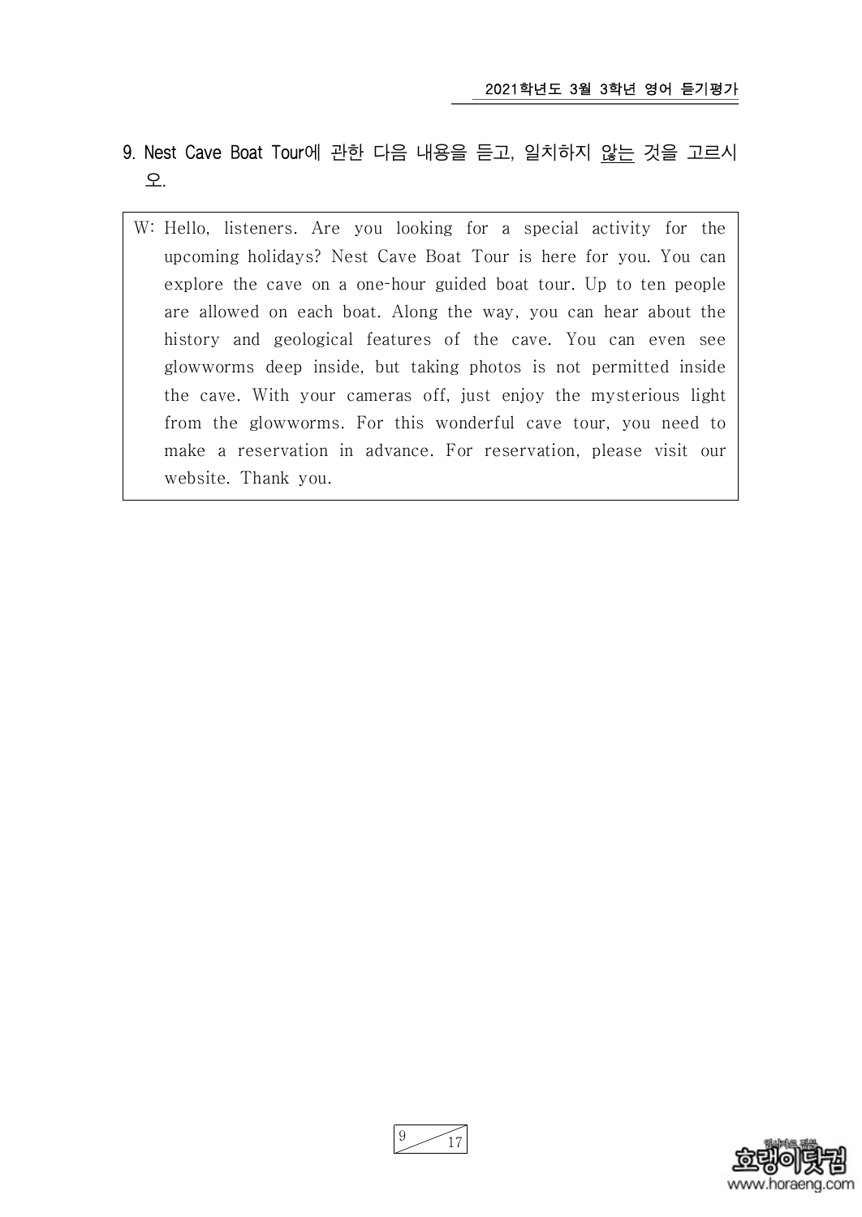9. Nest Cave Boat Tour에 관한 다음 내용을 듣고, 일치하지 않는 것을 고르시오.

W: Hello, listeners. Are you looking for a special activity for the upcoming holidays? Nest Cave Boat Tour is here for you. You can explore the cave on a one-hour guided boat tour. Up to ten people are allowed on each boat. Along the way, you can hear about the history and geological features of the cave. You can even see glowworms deep inside, but taking photos is not permitted inside the cave. With your cameras off, just enjoy the mysterious light from the glowworms. For this wonderful cave tour, you need to make a reservation in advance. For reservation, please visit our website. Thank you.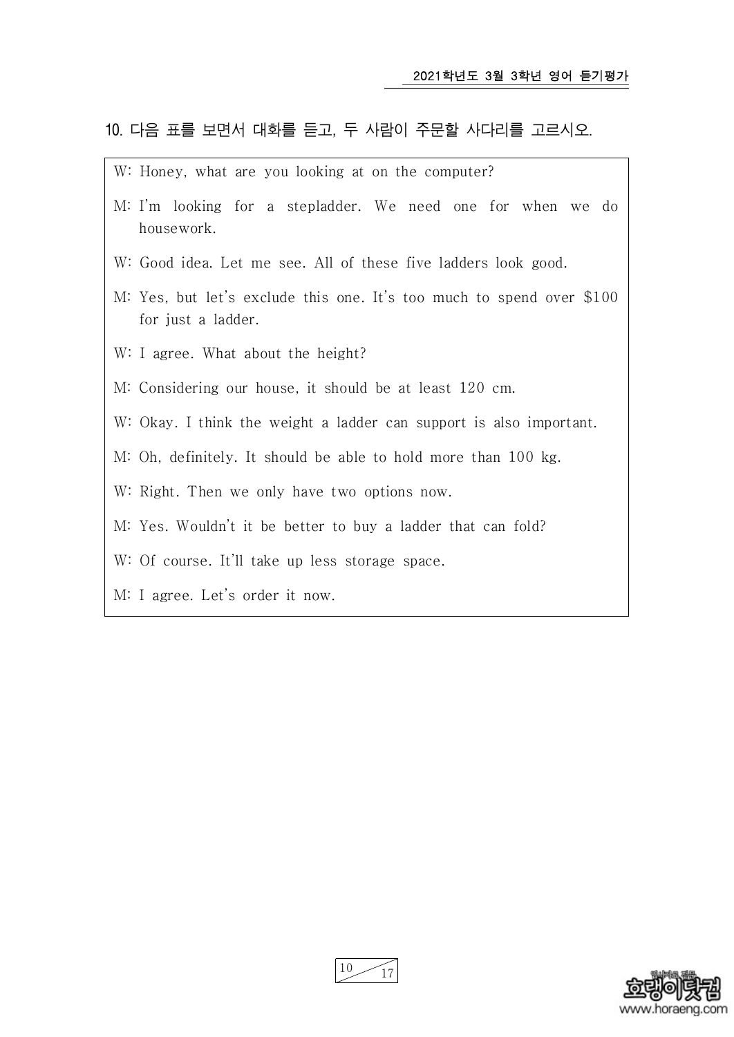10. 다음 표를 보면서 대화를 듣고, 두 사람이 주문할 사다리를 고르시오.

W: Honey, what are you looking at on the computer?

M: I'm looking for a stepladder. We need one for when we do housework.

W: Good idea. Let me see. All of these five ladders look good.

M: Yes, but let's exclude this one. It's too much to spend over $100 for just a ladder.

W: I agree. What about the height?

M: Considering our house, it should be at least 120 cm.

W: Okay. I think the weight a ladder can support is also important.

M: Oh, definitely. It should be able to hold more than 100 kg.

W: Right. Then we only have two options now.

M: Yes. Wouldn't it be better to buy a ladder that can fold?

W: Of course. It'll take up less storage space.

M: I agree. Let's order it now.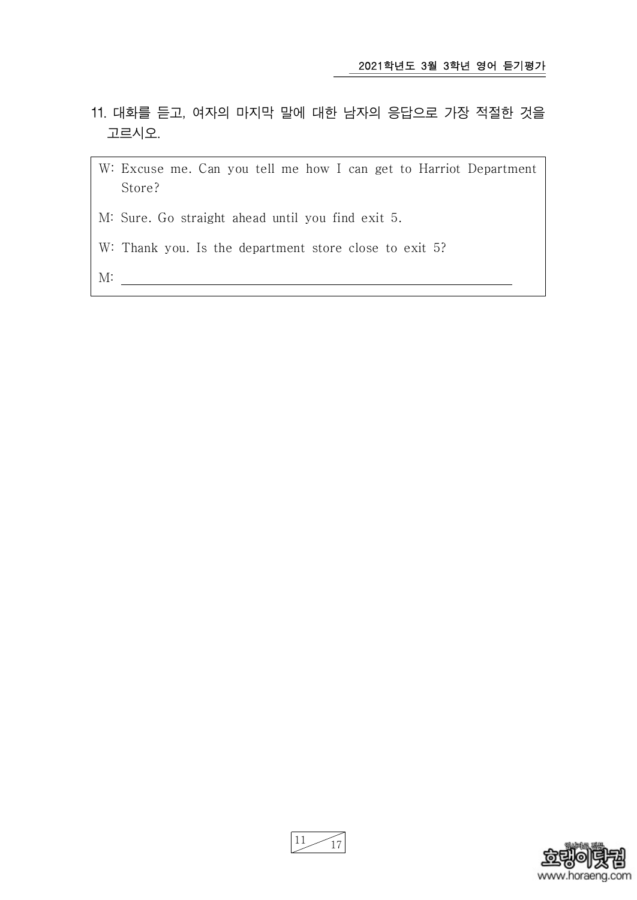11. 대화를 듣고, 여자의 마지막 말에 대한 남자의 응답으로 가장 적절한 것을 고르시오.

W: Excuse me. Can you tell me how I can get to Harriot Department Store?

M: Sure. Go straight ahead until you find exit 5.

W: Thank you. Is the department store close to exit 5?

M: ______________________________________________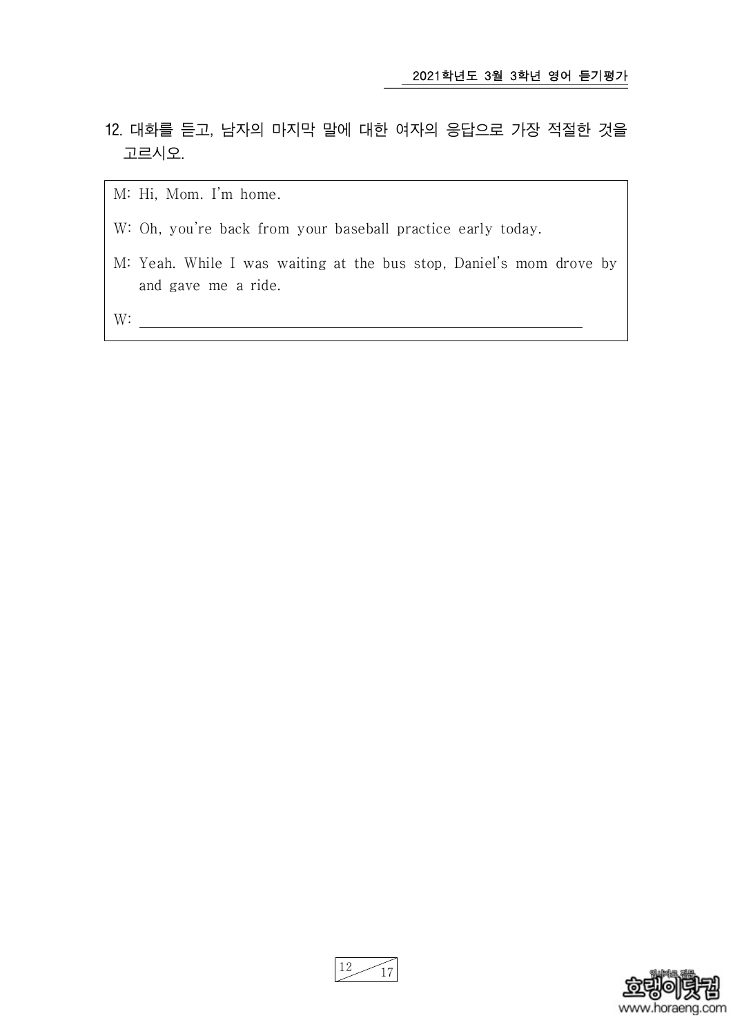12. 대화를 듣고, 남자의 마지막 말에 대한 여자의 응답으로 가장 적절한 것을 고르시오.

M: Hi, Mom. I'm home.

W: Oh, you're back from your baseball practice early today.

M: Yeah. While I was waiting at the bus stop, Daniel's mom drove by and gave me a ride.

W: ______________________________________________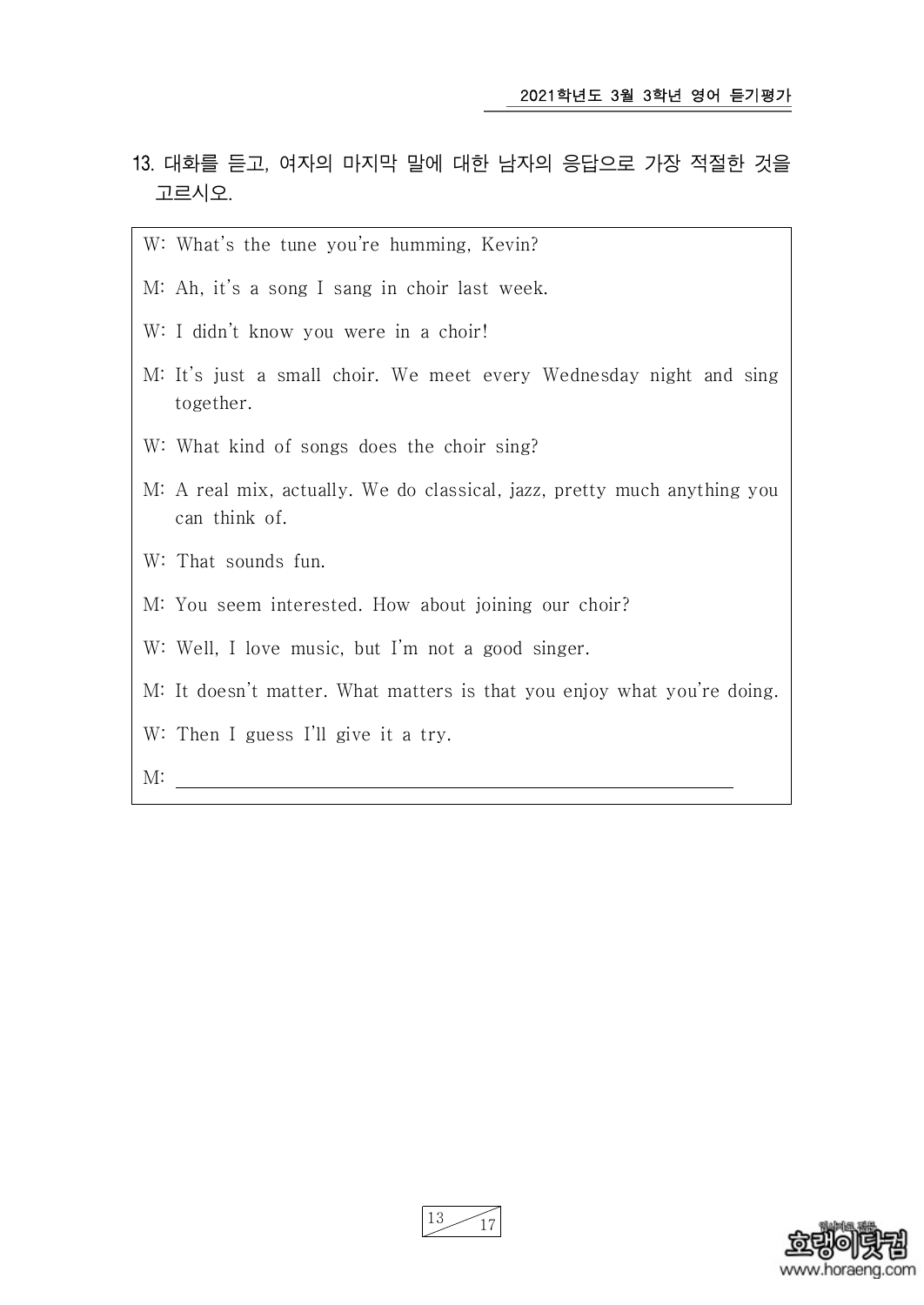13. 대화를 듣고, 여자의 마지막 말에 대한 남자의 응답으로 가장 적절한 것을 고르시오.

W: What's the tune you're humming, Kevin?

M: Ah, it's a song I sang in choir last week.

W: I didn't know you were in a choir!

M: It's just a small choir. We meet every Wednesday night and sing together.

W: What kind of songs does the choir sing?

M: A real mix, actually. We do classical, jazz, pretty much anything you can think of.

W: That sounds fun.

M: You seem interested. How about joining our choir?

W: Well, I love music, but I'm not a good singer.

M: It doesn't matter. What matters is that you enjoy what you're doing.

W: Then I guess I'll give it a try.

M: ______________________________________________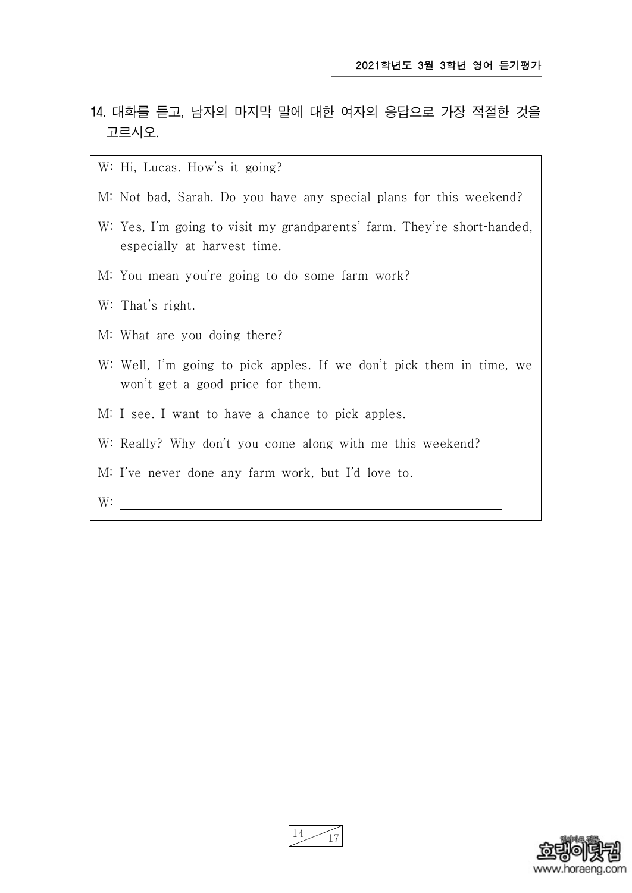14. 대화를 듣고, 남자의 마지막 말에 대한 여자의 응답으로 가장 적절한 것을 고르시오.

W: Hi, Lucas. How's it going?

M: Not bad, Sarah. Do you have any special plans for this weekend?

W: Yes, I'm going to visit my grandparents' farm. They're short-handed, especially at harvest time.

M: You mean you're going to do some farm work?

W: That's right.

M: What are you doing there?

W: Well, I'm going to pick apples. If we don't pick them in time, we won't get a good price for them.

M: I see. I want to have a chance to pick apples.

W: Really? Why don't you come along with me this weekend?

M: I've never done any farm work, but I'd love to.

W: ______________________________________________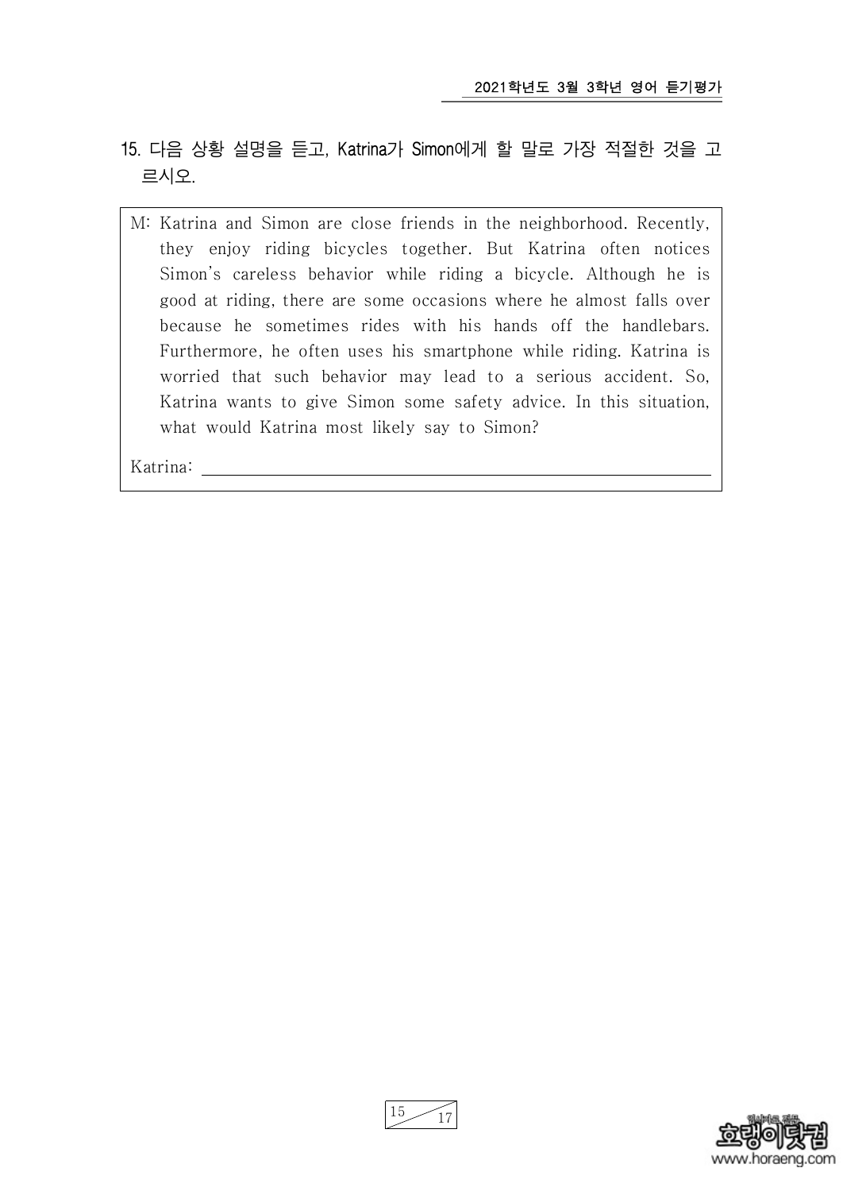15. 다음 상황 설명을 듣고, Katrina가 Simon에게 할 말로 가장 적절한 것을 고르시오.

M: Katrina and Simon are close friends in the neighborhood. Recently, they enjoy riding bicycles together. But Katrina often notices Simon's careless behavior while riding a bicycle. Although he is good at riding, there are some occasions where he almost falls over because he sometimes rides with his hands off the handlebars. Furthermore, he often uses his smartphone while riding. Katrina is worried that such behavior may lead to a serious accident. So, Katrina wants to give Simon some safety advice. In this situation, what would Katrina most likely say to Simon?

Katrina: ______________________________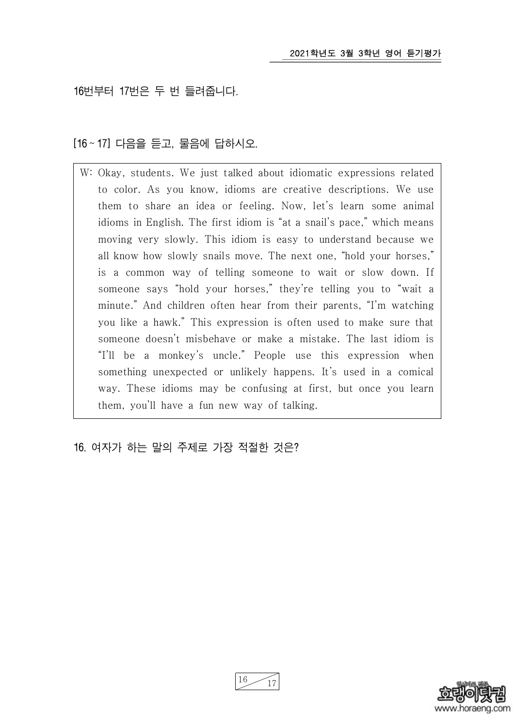16번부터 17번은 두 번 들려줍니다.

[16 ~ 17] 다음을 듣고, 물음에 답하시오.

W: Okay, students. We just talked about idiomatic expressions related to color. As you know, idioms are creative descriptions. We use them to share an idea or feeling. Now, let's learn some animal idioms in English. The first idiom is "at a snail's pace," which means moving very slowly. This idiom is easy to understand because we all know how slowly snails move. The next one, "hold your horses," is a common way of telling someone to wait or slow down. If someone says "hold your horses," they're telling you to "wait a minute." And children often hear from their parents, "I'm watching you like a hawk." This expression is often used to make sure that someone doesn't misbehave or make a mistake. The last idiom is "I'll be a monkey's uncle." People use this expression when something unexpected or unlikely happens. It's used in a comical way. These idioms may be confusing at first, but once you learn them, you'll have a fun new way of talking.

16. 여자가 하는 말의 주제로 가장 적절한 것은?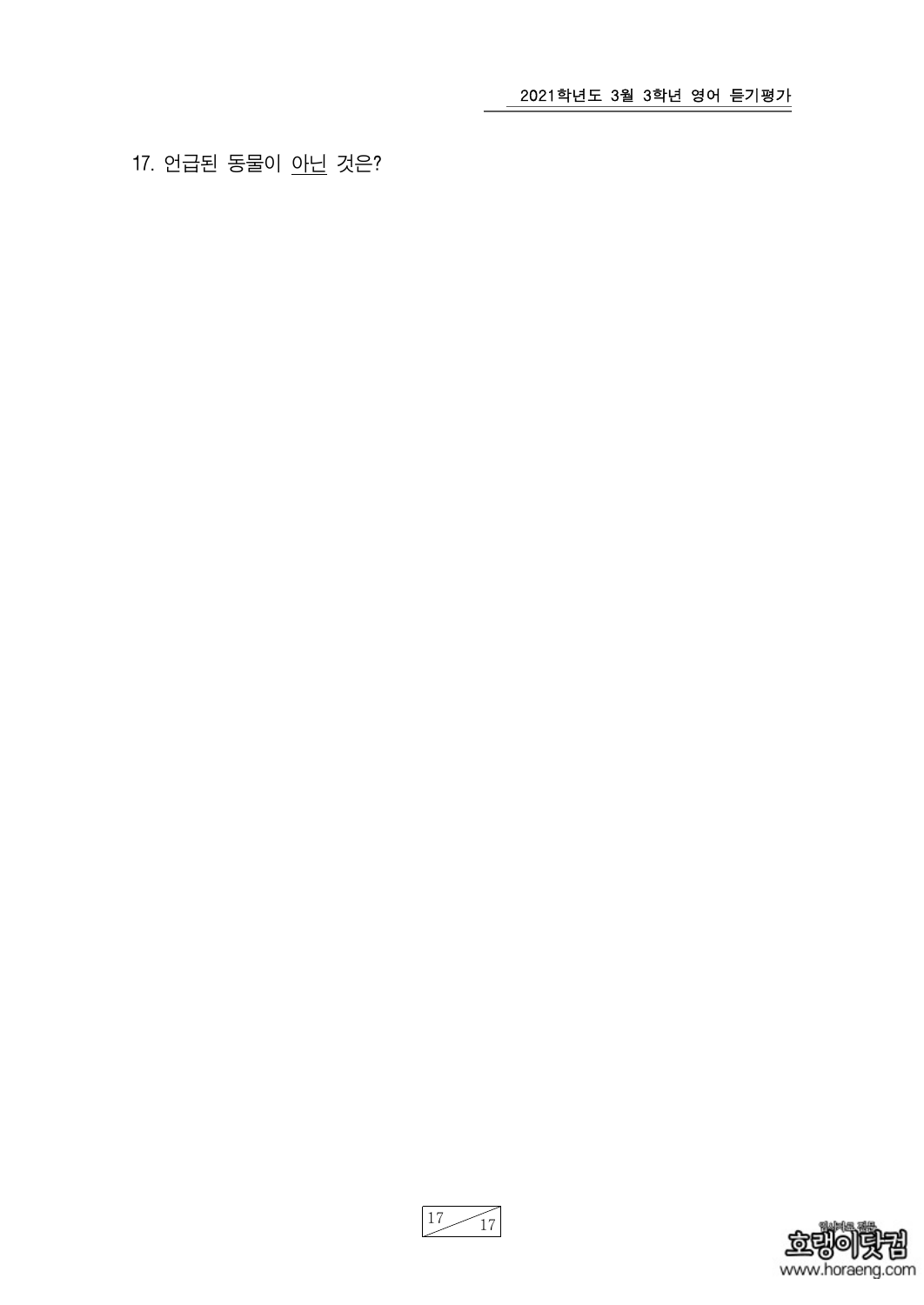17. 언급된 동물이 아닌 것은?